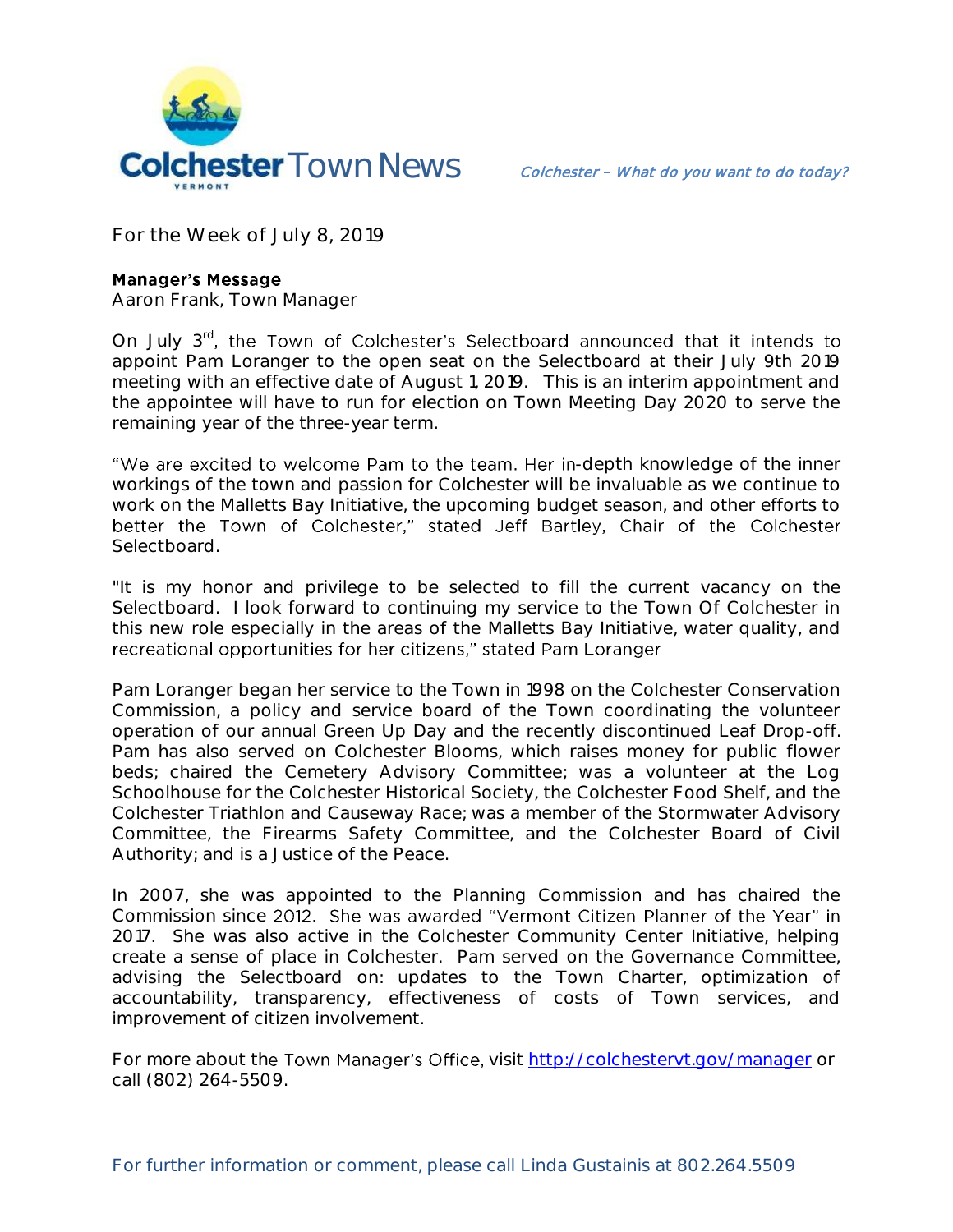# Colchester Town News

*Colchester – What do you want to do today?*

For the Week of July 8, 2019

**Manager's Message**
Aaron Frank, Town Manager

On July 3rd, the Town of Colchester's Selectboard announced that it intends to appoint Pam Loranger to the open seat on the Selectboard at their July 9th 2019 meeting with an effective date of August 1, 2019. This is an interim appointment and the appointee will have to run for election on Town Meeting Day 2020 to serve the remaining year of the three-year term.

"We are excited to welcome Pam to the team. Her in-depth knowledge of the inner workings of the town and passion for Colchester will be invaluable as we continue to work on the Malletts Bay Initiative, the upcoming budget season, and other efforts to better the Town of Colchester," stated Jeff Bartley, Chair of the Colchester Selectboard.

"It is my honor and privilege to be selected to fill the current vacancy on the Selectboard. I look forward to continuing my service to the Town Of Colchester in this new role especially in the areas of the Malletts Bay Initiative, water quality, and recreational opportunities for her citizens," stated Pam Loranger

Pam Loranger began her service to the Town in 1998 on the Colchester Conservation Commission, a policy and service board of the Town coordinating the volunteer operation of our annual Green Up Day and the recently discontinued Leaf Drop-off. Pam has also served on Colchester Blooms, which raises money for public flower beds; chaired the Cemetery Advisory Committee; was a volunteer at the Log Schoolhouse for the Colchester Historical Society, the Colchester Food Shelf, and the Colchester Triathlon and Causeway Race; was a member of the Stormwater Advisory Committee, the Firearms Safety Committee, and the Colchester Board of Civil Authority; and is a Justice of the Peace.

In 2007, she was appointed to the Planning Commission and has chaired the Commission since 2012. She was awarded "Vermont Citizen Planner of the Year" in 2017. She was also active in the Colchester Community Center Initiative, helping create a sense of place in Colchester. Pam served on the Governance Committee, advising the Selectboard on: updates to the Town Charter, optimization of accountability, transparency, effectiveness of costs of Town services, and improvement of citizen involvement.

For more about the Town Manager's Office, visit http://colchestervt.gov/manager or call (802) 264-5509.

For further information or comment, please call Linda Gustainis at 802.264.5509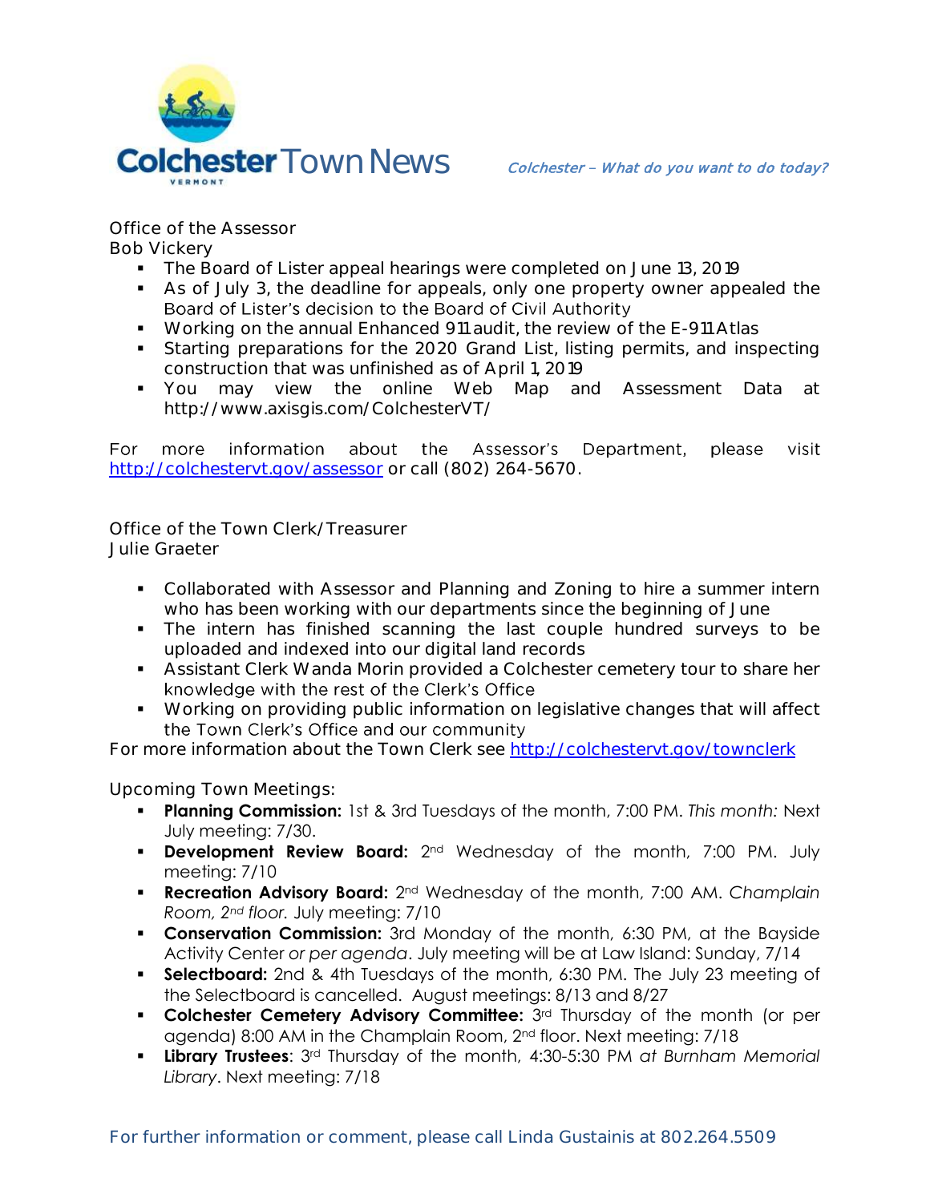Office of the Assessor
Bob Vickery

- The Board of Lister appeal hearings were completed on June 13, 2019
- As of July 3, the deadline for appeals, only one property owner appealed the Board of Lister's decision to the Board of Civil Authority
- Working on the annual Enhanced 911 audit, the review of the E-911 Atlas
- Starting preparations for the 2020 Grand List, listing permits, and inspecting construction that was unfinished as of April 1, 2019
- You may view the online Web Map and Assessment Data at http://www.axisgis.com/ColchesterVT/

For more information about the Assessor's Department, please visit http://colchestervt.gov/assessor or call (802) 264-5670.

Office of the Town Clerk/Treasurer
Julie Graeter

- Collaborated with Assessor and Planning and Zoning to hire a summer intern who has been working with our departments since the beginning of June
- The intern has finished scanning the last couple hundred surveys to be uploaded and indexed into our digital land records
- Assistant Clerk Wanda Morin provided a Colchester cemetery tour to share her knowledge with the rest of the Clerk's Office
- Working on providing public information on legislative changes that will affect the Town Clerk's Office and our community

For more information about the Town Clerk see http://colchestervt.gov/townclerk

Upcoming Town Meetings:

- **Planning Commission:** 1st & 3rd Tuesdays of the month, 7:00 PM. *This month:* Next July meeting: 7/30.
- **Development Review Board:** 2nd Wednesday of the month, 7:00 PM. July meeting: 7/10
- **Recreation Advisory Board:** 2nd Wednesday of the month, 7:00 AM. *Champlain Room, 2nd floor.* July meeting: 7/10
- **Conservation Commission:** 3rd Monday of the month, 6:30 PM, at the Bayside Activity Center *or per agenda*. July meeting will be at Law Island: Sunday, 7/14
- **Selectboard:** 2nd & 4th Tuesdays of the month, 6:30 PM. The July 23 meeting of the Selectboard is cancelled. August meetings: 8/13 and 8/27
- **Colchester Cemetery Advisory Committee:** 3rd Thursday of the month (or per agenda) 8:00 AM in the Champlain Room, 2nd floor. Next meeting: 7/18
- **Library Trustees**: 3rd Thursday of the month, 4:30-5:30 PM *at Burnham Memorial Library*. Next meeting: 7/18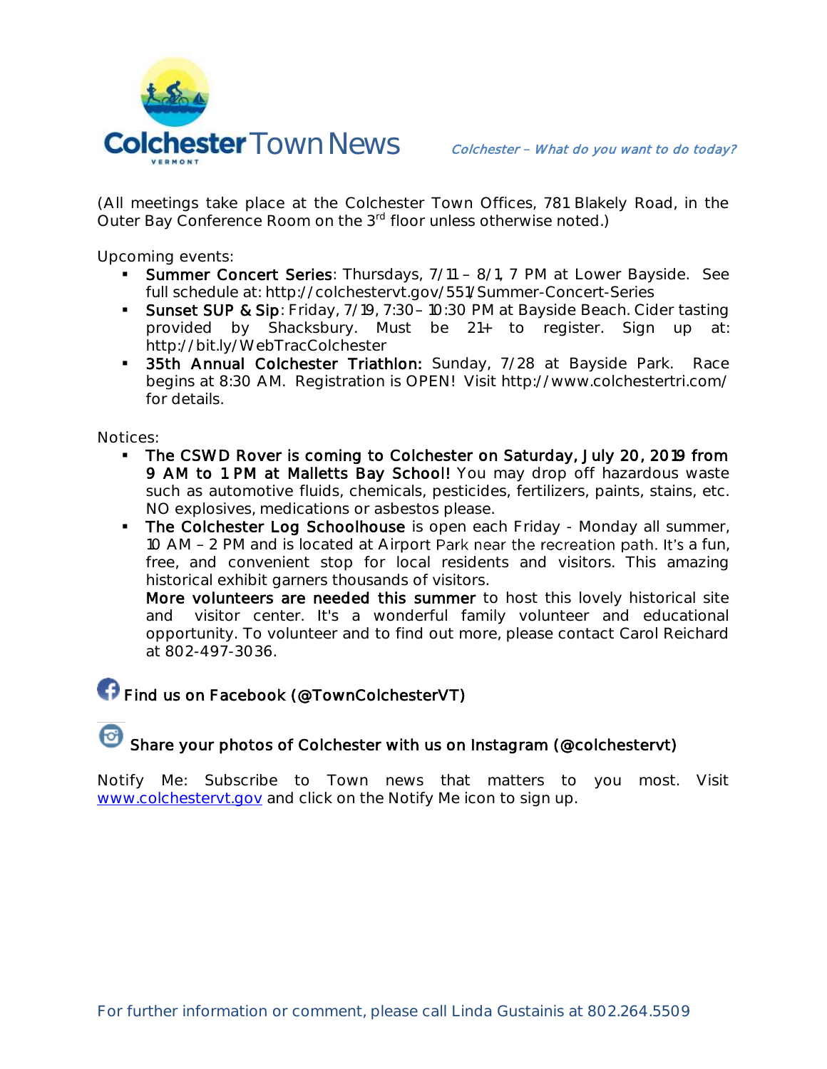(All meetings take place at the Colchester Town Offices, 781 Blakely Road, in the Outer Bay Conference Room on the 3rd floor unless otherwise noted.)

Upcoming events:

- **Summer Concert Series**: Thursdays, 7/11 – 8/1, 7 PM at Lower Bayside. See full schedule at: http://colchestervt.gov/551/Summer-Concert-Series
- **Sunset SUP & Sip**: Friday, 7/19, 7:30 – 10:30 PM at Bayside Beach. Cider tasting provided by Shacksbury. Must be 21+ to register. Sign up at: http://bit.ly/WebTracColchester
- **35th Annual Colchester Triathlon:** Sunday, 7/28 at Bayside Park. Race begins at 8:30 AM. Registration is OPEN! Visit http://www.colchestertri.com/ for details.

Notices:

- **The CSWD Rover is coming to Colchester on Saturday, July 20, 2019 from 9 AM to 1 PM at Malletts Bay School!** You may drop off hazardous waste such as automotive fluids, chemicals, pesticides, fertilizers, paints, stains, etc. NO explosives, medications or asbestos please.
- **The Colchester Log Schoolhouse** is open each Friday - Monday all summer, 10 AM – 2 PM and is located at Airport Park near the recreation path. It's a fun, free, and convenient stop for local residents and visitors. This amazing historical exhibit garners thousands of visitors.
  **More volunteers are needed this summer** to host this lovely historical site and visitor center. It's a wonderful family volunteer and educational opportunity. To volunteer and to find out more, please contact Carol Reichard at 802-497-3036.

**Find us on Facebook (@TownColchesterVT)**

**Share your photos of Colchester with us on Instagram (@colchestervt)**

Notify Me: Subscribe to Town news that matters to you most. Visit [www.colchestervt.gov](http://www.colchestervt.gov) and click on the Notify Me icon to sign up.